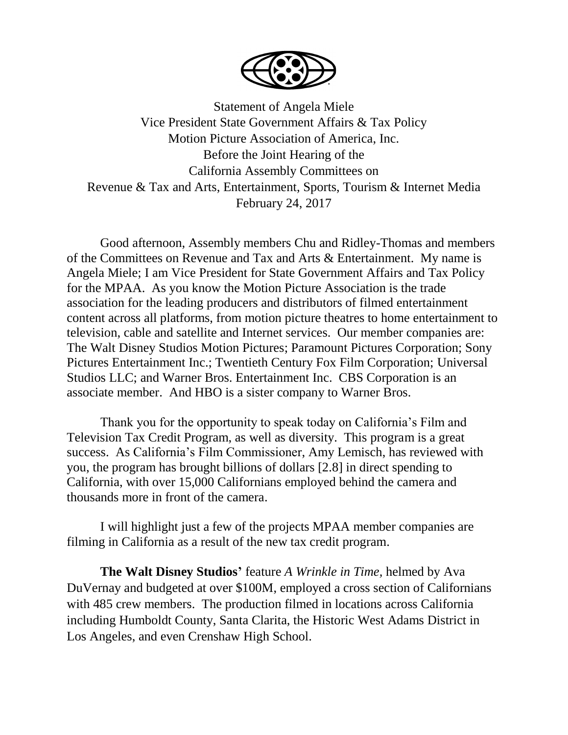Statement of Angela Miele  
Vice President State Government Affairs & Tax Policy  
Motion Picture Association of America, Inc.  
Before the Joint Hearing of the  
California Assembly Committees on  
Revenue & Tax and Arts, Entertainment, Sports, Tourism & Internet Media  
February 24, 2017

Good afternoon, Assembly members Chu and Ridley-Thomas and members of the Committees on Revenue and Tax and Arts & Entertainment. My name is Angela Miele; I am Vice President for State Government Affairs and Tax Policy for the MPAA. As you know the Motion Picture Association is the trade association for the leading producers and distributors of filmed entertainment content across all platforms, from motion picture theatres to home entertainment to television, cable and satellite and Internet services. Our member companies are: The Walt Disney Studios Motion Pictures; Paramount Pictures Corporation; Sony Pictures Entertainment Inc.; Twentieth Century Fox Film Corporation; Universal Studios LLC; and Warner Bros. Entertainment Inc. CBS Corporation is an associate member. And HBO is a sister company to Warner Bros.

Thank you for the opportunity to speak today on California's Film and Television Tax Credit Program, as well as diversity. This program is a great success. As California's Film Commissioner, Amy Lemisch, has reviewed with you, the program has brought billions of dollars [2.8] in direct spending to California, with over 15,000 Californians employed behind the camera and thousands more in front of the camera.

I will highlight just a few of the projects MPAA member companies are filming in California as a result of the new tax credit program.

**The Walt Disney Studios'** feature *A Wrinkle in Time*, helmed by Ava DuVernay and budgeted at over $100M, employed a cross section of Californians with 485 crew members. The production filmed in locations across California including Humboldt County, Santa Clarita, the Historic West Adams District in Los Angeles, and even Crenshaw High School.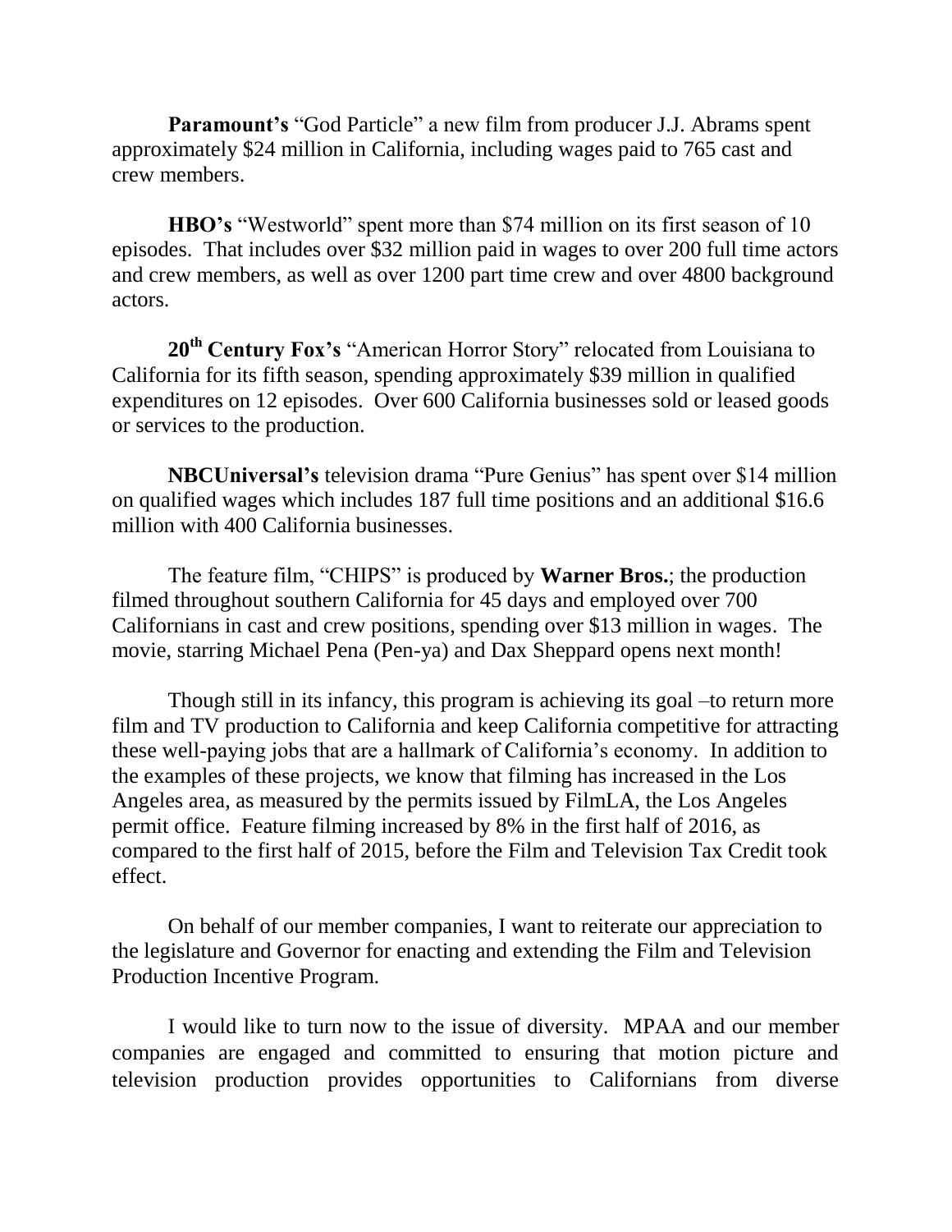**Paramount's** "God Particle" a new film from producer J.J. Abrams spent approximately $24 million in California, including wages paid to 765 cast and crew members.

**HBO's** "Westworld" spent more than $74 million on its first season of 10 episodes. That includes over $32 million paid in wages to over 200 full time actors and crew members, as well as over 1200 part time crew and over 4800 background actors.

**20th Century Fox's** "American Horror Story" relocated from Louisiana to California for its fifth season, spending approximately $39 million in qualified expenditures on 12 episodes. Over 600 California businesses sold or leased goods or services to the production.

**NBCUniversal's** television drama "Pure Genius" has spent over $14 million on qualified wages which includes 187 full time positions and an additional $16.6 million with 400 California businesses.

The feature film, "CHIPS" is produced by **Warner Bros.**; the production filmed throughout southern California for 45 days and employed over 700 Californians in cast and crew positions, spending over $13 million in wages. The movie, starring Michael Pena (Pen-ya) and Dax Sheppard opens next month!

Though still in its infancy, this program is achieving its goal –to return more film and TV production to California and keep California competitive for attracting these well-paying jobs that are a hallmark of California's economy. In addition to the examples of these projects, we know that filming has increased in the Los Angeles area, as measured by the permits issued by FilmLA, the Los Angeles permit office. Feature filming increased by 8% in the first half of 2016, as compared to the first half of 2015, before the Film and Television Tax Credit took effect.

On behalf of our member companies, I want to reiterate our appreciation to the legislature and Governor for enacting and extending the Film and Television Production Incentive Program.

I would like to turn now to the issue of diversity. MPAA and our member companies are engaged and committed to ensuring that motion picture and television production provides opportunities to Californians from diverse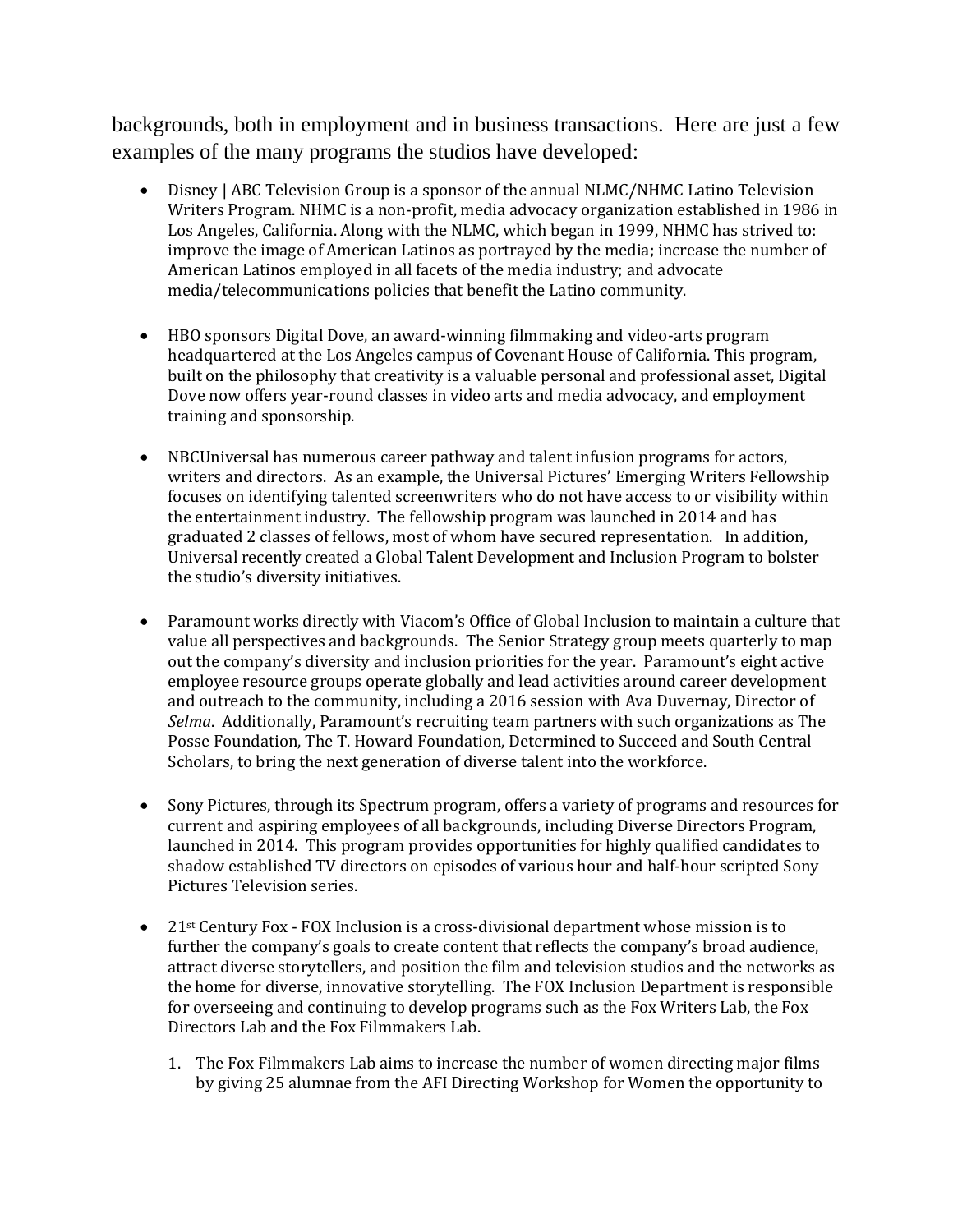backgrounds, both in employment and in business transactions. Here are just a few examples of the many programs the studios have developed:

- Disney | ABC Television Group is a sponsor of the annual NLMC/NHMC Latino Television Writers Program. NHMC is a non-profit, media advocacy organization established in 1986 in Los Angeles, California. Along with the NLMC, which began in 1999, NHMC has strived to: improve the image of American Latinos as portrayed by the media; increase the number of American Latinos employed in all facets of the media industry; and advocate media/telecommunications policies that benefit the Latino community.

- HBO sponsors Digital Dove, an award-winning filmmaking and video-arts program headquartered at the Los Angeles campus of Covenant House of California. This program, built on the philosophy that creativity is a valuable personal and professional asset, Digital Dove now offers year-round classes in video arts and media advocacy, and employment training and sponsorship.

- NBCUniversal has numerous career pathway and talent infusion programs for actors, writers and directors. As an example, the Universal Pictures' Emerging Writers Fellowship focuses on identifying talented screenwriters who do not have access to or visibility within the entertainment industry. The fellowship program was launched in 2014 and has graduated 2 classes of fellows, most of whom have secured representation. In addition, Universal recently created a Global Talent Development and Inclusion Program to bolster the studio's diversity initiatives.

- Paramount works directly with Viacom's Office of Global Inclusion to maintain a culture that value all perspectives and backgrounds. The Senior Strategy group meets quarterly to map out the company's diversity and inclusion priorities for the year. Paramount's eight active employee resource groups operate globally and lead activities around career development and outreach to the community, including a 2016 session with Ava Duvernay, Director of *Selma*. Additionally, Paramount's recruiting team partners with such organizations as The Posse Foundation, The T. Howard Foundation, Determined to Succeed and South Central Scholars, to bring the next generation of diverse talent into the workforce.

- Sony Pictures, through its Spectrum program, offers a variety of programs and resources for current and aspiring employees of all backgrounds, including Diverse Directors Program, launched in 2014. This program provides opportunities for highly qualified candidates to shadow established TV directors on episodes of various hour and half-hour scripted Sony Pictures Television series.

- 21st Century Fox - FOX Inclusion is a cross-divisional department whose mission is to further the company's goals to create content that reflects the company's broad audience, attract diverse storytellers, and position the film and television studios and the networks as the home for diverse, innovative storytelling. The FOX Inclusion Department is responsible for overseeing and continuing to develop programs such as the Fox Writers Lab, the Fox Directors Lab and the Fox Filmmakers Lab.

    1. The Fox Filmmakers Lab aims to increase the number of women directing major films by giving 25 alumnae from the AFI Directing Workshop for Women the opportunity to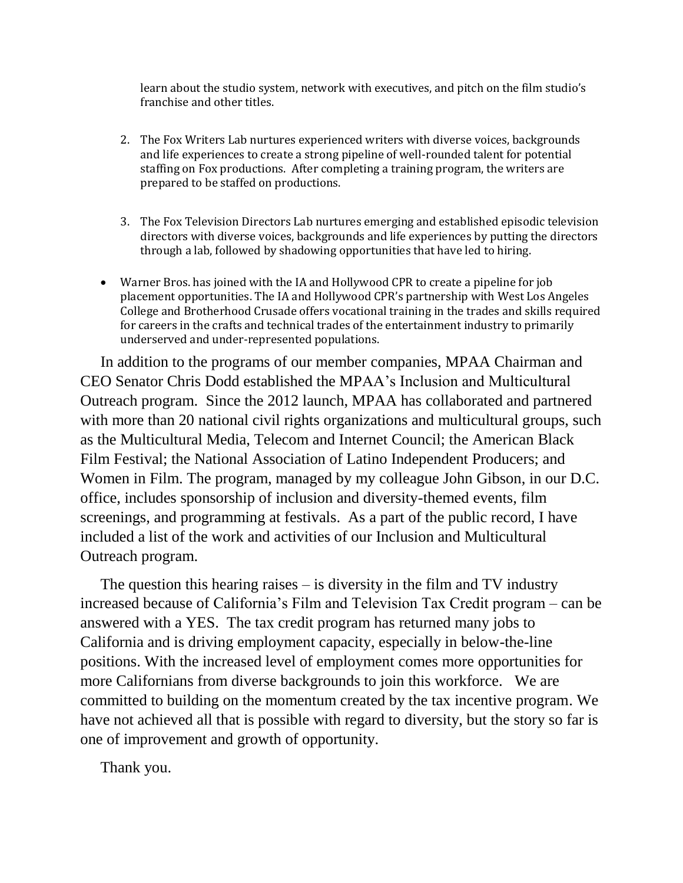learn about the studio system, network with executives, and pitch on the film studio's franchise and other titles.

2. The Fox Writers Lab nurtures experienced writers with diverse voices, backgrounds and life experiences to create a strong pipeline of well-rounded talent for potential staffing on Fox productions. After completing a training program, the writers are prepared to be staffed on productions.

3. The Fox Television Directors Lab nurtures emerging and established episodic television directors with diverse voices, backgrounds and life experiences by putting the directors through a lab, followed by shadowing opportunities that have led to hiring.

- Warner Bros. has joined with the IA and Hollywood CPR to create a pipeline for job placement opportunities. The IA and Hollywood CPR's partnership with West Los Angeles College and Brotherhood Crusade offers vocational training in the trades and skills required for careers in the crafts and technical trades of the entertainment industry to primarily underserved and under-represented populations.

In addition to the programs of our member companies, MPAA Chairman and CEO Senator Chris Dodd established the MPAA's Inclusion and Multicultural Outreach program. Since the 2012 launch, MPAA has collaborated and partnered with more than 20 national civil rights organizations and multicultural groups, such as the Multicultural Media, Telecom and Internet Council; the American Black Film Festival; the National Association of Latino Independent Producers; and Women in Film. The program, managed by my colleague John Gibson, in our D.C. office, includes sponsorship of inclusion and diversity-themed events, film screenings, and programming at festivals. As a part of the public record, I have included a list of the work and activities of our Inclusion and Multicultural Outreach program.

The question this hearing raises – is diversity in the film and TV industry increased because of California's Film and Television Tax Credit program – can be answered with a YES. The tax credit program has returned many jobs to California and is driving employment capacity, especially in below-the-line positions. With the increased level of employment comes more opportunities for more Californians from diverse backgrounds to join this workforce. We are committed to building on the momentum created by the tax incentive program. We have not achieved all that is possible with regard to diversity, but the story so far is one of improvement and growth of opportunity.

Thank you.